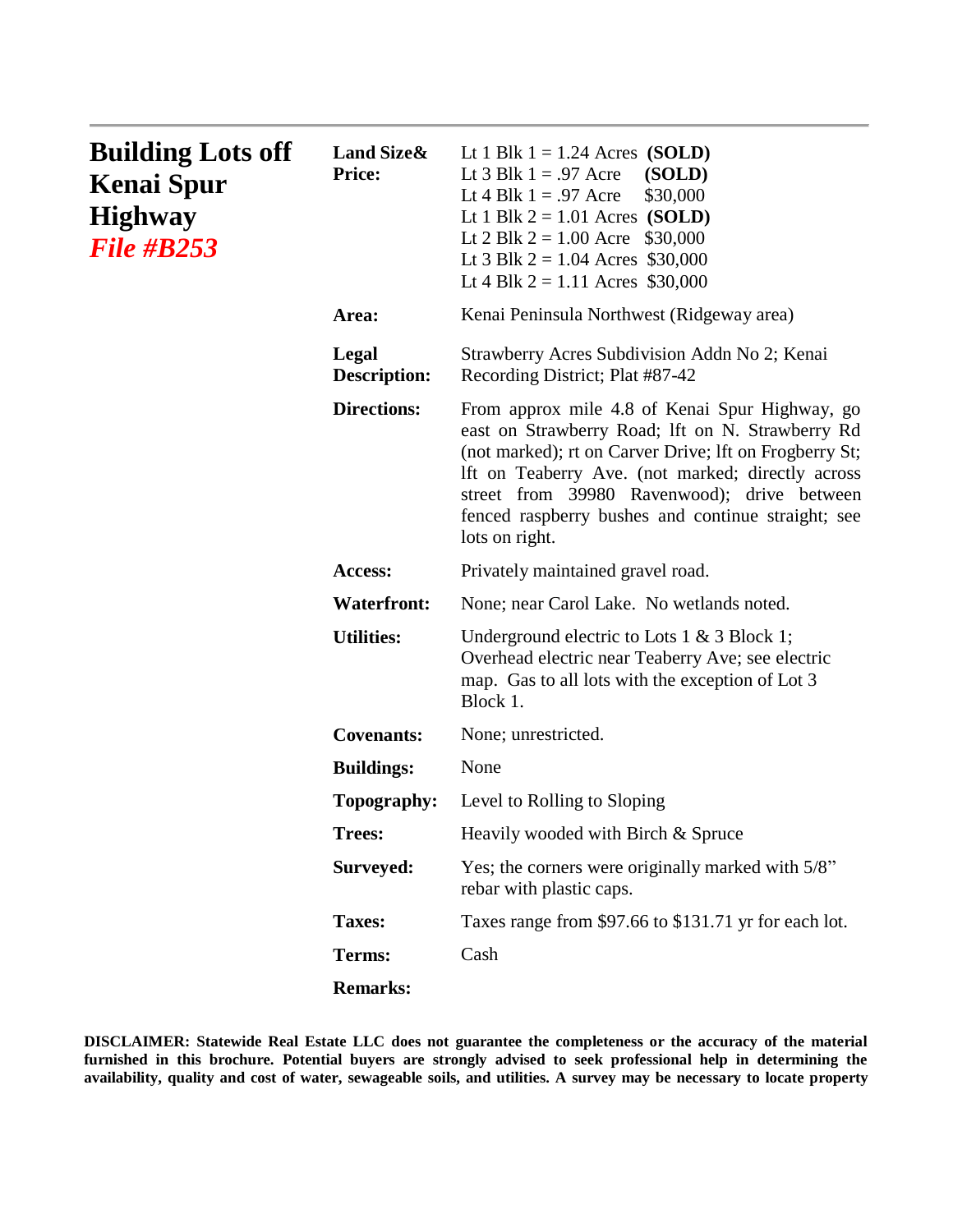# Building Lots off Kenai Spur Highway

***File #B253***

**Land Size& Price:**

Lt 1 Blk 1 = 1.24 Acres **(SOLD)**
Lt 3 Blk 1 = .97 Acre **(SOLD)**
Lt 4 Blk 1 = .97 Acre $30,000
Lt 1 Blk 2 = 1.01 Acres **(SOLD)**
Lt 2 Blk 2 = 1.00 Acre $30,000
Lt 3 Blk 2 = 1.04 Acres $30,000
Lt 4 Blk 2 = 1.11 Acres $30,000

**Area:** Kenai Peninsula Northwest (Ridgeway area)

**Legal Description:** Strawberry Acres Subdivision Addn No 2; Kenai Recording District; Plat #87-42

**Directions:** From approx mile 4.8 of Kenai Spur Highway, go east on Strawberry Road; lft on N. Strawberry Rd (not marked); rt on Carver Drive; lft on Frogberry St; lft on Teaberry Ave. (not marked; directly across street from 39980 Ravenwood); drive between fenced raspberry bushes and continue straight; see lots on right.

**Access:** Privately maintained gravel road.

**Waterfront:** None; near Carol Lake. No wetlands noted.

**Utilities:** Underground electric to Lots 1 & 3 Block 1; Overhead electric near Teaberry Ave; see electric map. Gas to all lots with the exception of Lot 3 Block 1.

**Covenants:** None; unrestricted.

**Buildings:** None

**Topography:** Level to Rolling to Sloping

**Trees:** Heavily wooded with Birch & Spruce

**Surveyed:** Yes; the corners were originally marked with 5/8" rebar with plastic caps.

**Taxes:** Taxes range from $97.66 to $131.71 yr for each lot.

**Terms:** Cash

**Remarks:**

**DISCLAIMER: Statewide Real Estate LLC does not guarantee the completeness or the accuracy of the material furnished in this brochure. Potential buyers are strongly advised to seek professional help in determining the availability, quality and cost of water, sewageable soils, and utilities. A survey may be necessary to locate property**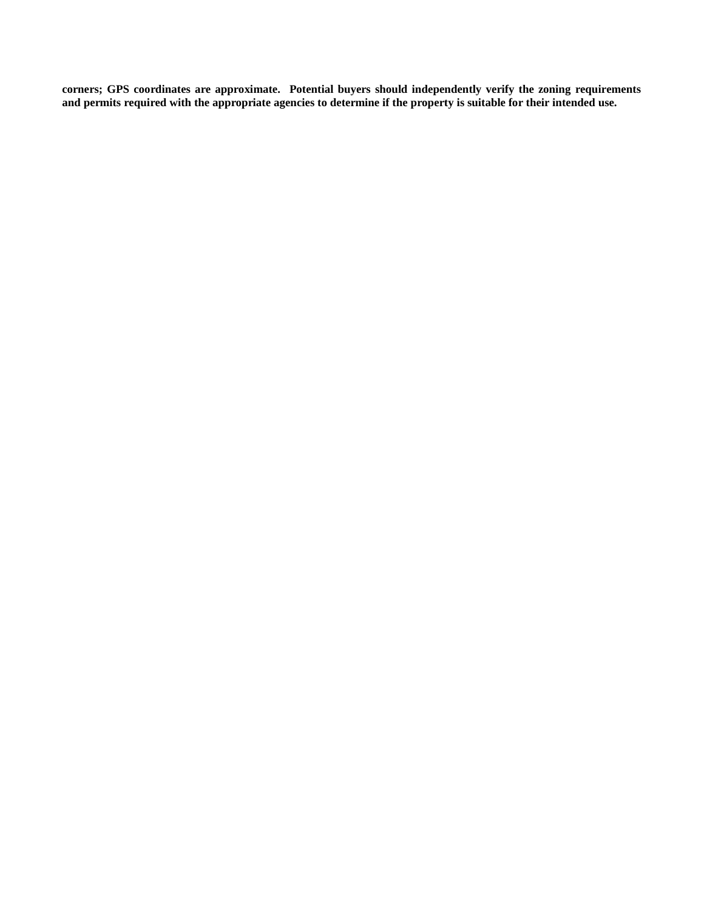**corners; GPS coordinates are approximate. Potential buyers should independently verify the zoning requirements and permits required with the appropriate agencies to determine if the property is suitable for their intended use.**